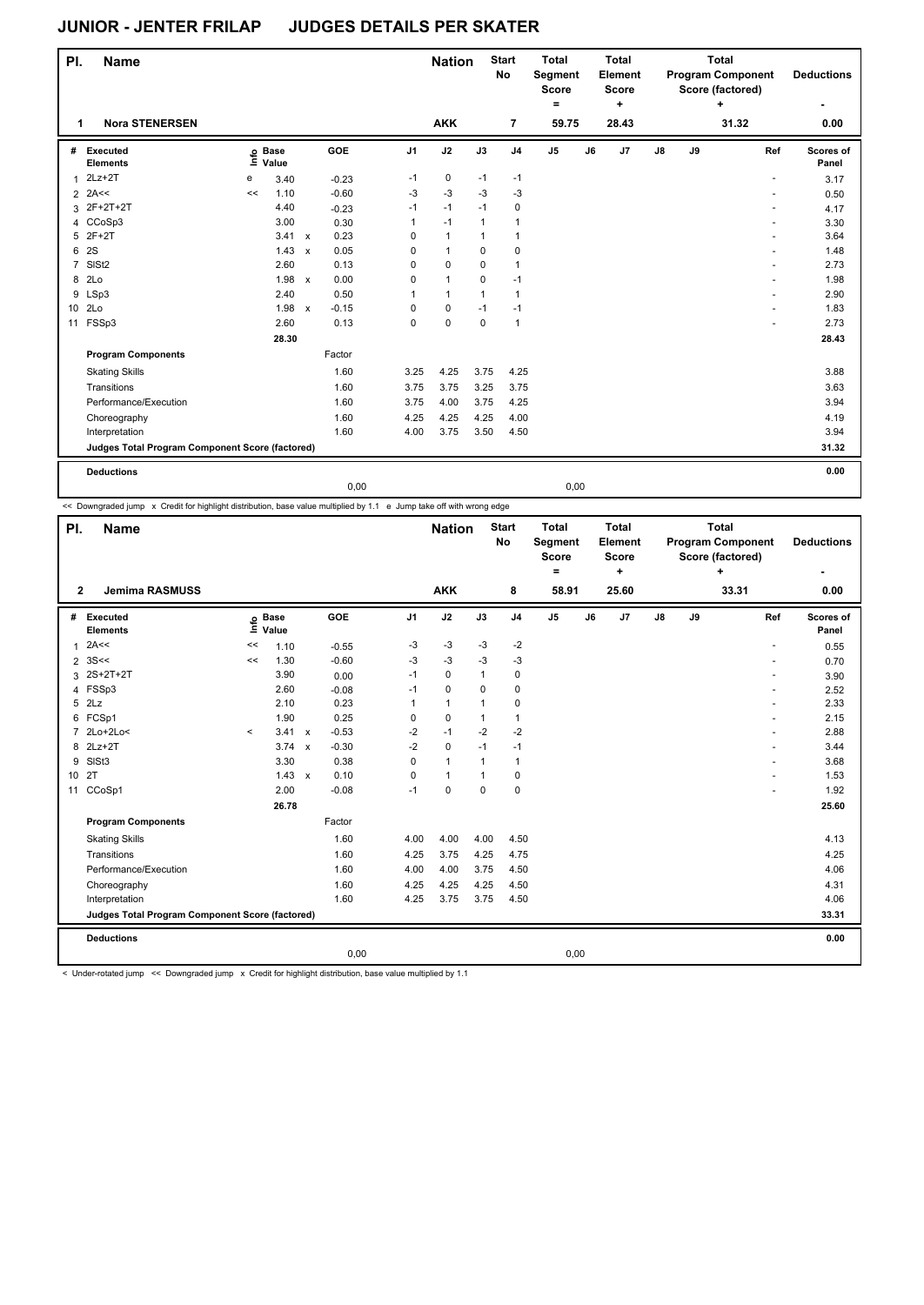# JUNIOR - JENTER FRILAP    JUDGES DETAILS PER SKATER

| Pl. | Name | Nation | Start No | Total Segment Score = | Total Element Score + | Total Program Component Score (factored) + | Deductions - |
|---|---|---|---|---|---|---|---|
| 1 | Nora STENERSEN | AKK | 7 | 59.75 | 28.43 | 31.32 | 0.00 |

| # | Executed Elements | Info | Base Value | | GOE | J1 | J2 | J3 | J4 | J5 | J6 | J7 | J8 | J9 | Ref | Scores of Panel |
|---|---|---|---|---|---|---|---|---|---|---|---|---|---|---|---|---|
| 1 | 2Lz+2T | e | 3.40 | | -0.23 | -1 | 0 | -1 | -1 | | | | | | - | 3.17 |
| 2 | 2A<< | << | 1.10 | | -0.60 | -3 | -3 | -3 | -3 | | | | | | - | 0.50 |
| 3 | 2F+2T+2T | | 4.40 | | -0.23 | -1 | -1 | -1 | 0 | | | | | | - | 4.17 |
| 4 | CCoSp3 | | 3.00 | | 0.30 | 1 | -1 | 1 | 1 | | | | | | - | 3.30 |
| 5 | 2F+2T | | 3.41 | x | 0.23 | 0 | 1 | 1 | 1 | | | | | | - | 3.64 |
| 6 | 2S | | 1.43 | x | 0.05 | 0 | 1 | 0 | 0 | | | | | | - | 1.48 |
| 7 | SlSt2 | | 2.60 | | 0.13 | 0 | 0 | 0 | 1 | | | | | | - | 2.73 |
| 8 | 2Lo | | 1.98 | x | 0.00 | 0 | 1 | 0 | -1 | | | | | | - | 1.98 |
| 9 | LSp3 | | 2.40 | | 0.50 | 1 | 1 | 1 | 1 | | | | | | - | 2.90 |
| 10 | 2Lo | | 1.98 | x | -0.15 | 0 | 0 | -1 | -1 | | | | | | - | 1.83 |
| 11 | FSSp3 | | 2.60 | | 0.13 | 0 | 0 | 0 | 1 | | | | | | - | 2.73 |
| | | | 28.30 | | | | | | | | | | | | | 28.43 |
| | **Program Components** | | | | Factor | | | | | | | | | | | |
| | Skating Skills | | | | 1.60 | 3.25 | 4.25 | 3.75 | 4.25 | | | | | | | 3.88 |
| | Transitions | | | | 1.60 | 3.75 | 3.75 | 3.25 | 3.75 | | | | | | | 3.63 |
| | Performance/Execution | | | | 1.60 | 3.75 | 4.00 | 3.75 | 4.25 | | | | | | | 3.94 |
| | Choreography | | | | 1.60 | 4.25 | 4.25 | 4.25 | 4.00 | | | | | | | 4.19 |
| | Interpretation | | | | 1.60 | 4.00 | 3.75 | 3.50 | 4.50 | | | | | | | 3.94 |
| | **Judges Total Program Component Score (factored)** | | | | | | | | | | | | | | | 31.32 |
| | **Deductions** | | | | | | | | | | | | | | | 0.00 |
| | | | | | 0,00 | | | | | 0,00 | | | | | | |

<< Downgraded jump x Credit for highlight distribution, base value multiplied by 1.1 e Jump take off with wrong edge

| Pl. | Name | Nation | Start No | Total Segment Score = | Total Element Score + | Total Program Component Score (factored) + | Deductions - |
|---|---|---|---|---|---|---|---|
| 2 | Jemima RASMUSS | AKK | 8 | 58.91 | 25.60 | 33.31 | 0.00 |

| # | Executed Elements | Info | Base Value | | GOE | J1 | J2 | J3 | J4 | J5 | J6 | J7 | J8 | J9 | Ref | Scores of Panel |
|---|---|---|---|---|---|---|---|---|---|---|---|---|---|---|---|---|
| 1 | 2A<< | << | 1.10 | | -0.55 | -3 | -3 | -3 | -2 | | | | | | - | 0.55 |
| 2 | 3S<< | << | 1.30 | | -0.60 | -3 | -3 | -3 | -3 | | | | | | - | 0.70 |
| 3 | 2S+2T+2T | | 3.90 | | 0.00 | -1 | 0 | 1 | 0 | | | | | | - | 3.90 |
| 4 | FSSp3 | | 2.60 | | -0.08 | -1 | 0 | 0 | 0 | | | | | | - | 2.52 |
| 5 | 2Lz | | 2.10 | | 0.23 | 1 | 1 | 1 | 0 | | | | | | - | 2.33 |
| 6 | FCSp1 | | 1.90 | | 0.25 | 0 | 0 | 1 | 1 | | | | | | - | 2.15 |
| 7 | 2Lo+2Lo< | < | 3.41 | x | -0.53 | -2 | -1 | -2 | -2 | | | | | | - | 2.88 |
| 8 | 2Lz+2T | | 3.74 | x | -0.30 | -2 | 0 | -1 | -1 | | | | | | - | 3.44 |
| 9 | SlSt3 | | 3.30 | | 0.38 | 0 | 1 | 1 | 1 | | | | | | - | 3.68 |
| 10 | 2T | | 1.43 | x | 0.10 | 0 | 1 | 1 | 0 | | | | | | - | 1.53 |
| 11 | CCoSp1 | | 2.00 | | -0.08 | -1 | 0 | 0 | 0 | | | | | | - | 1.92 |
| | | | 26.78 | | | | | | | | | | | | | 25.60 |
| | **Program Components** | | | | Factor | | | | | | | | | | | |
| | Skating Skills | | | | 1.60 | 4.00 | 4.00 | 4.00 | 4.50 | | | | | | | 4.13 |
| | Transitions | | | | 1.60 | 4.25 | 3.75 | 4.25 | 4.75 | | | | | | | 4.25 |
| | Performance/Execution | | | | 1.60 | 4.00 | 4.00 | 3.75 | 4.50 | | | | | | | 4.06 |
| | Choreography | | | | 1.60 | 4.25 | 4.25 | 4.25 | 4.50 | | | | | | | 4.31 |
| | Interpretation | | | | 1.60 | 4.25 | 3.75 | 3.75 | 4.50 | | | | | | | 4.06 |
| | **Judges Total Program Component Score (factored)** | | | | | | | | | | | | | | | 33.31 |
| | **Deductions** | | | | | | | | | | | | | | | 0.00 |
| | | | | | 0,00 | | | | | 0,00 | | | | | | |

< Under-rotated jump << Downgraded jump x Credit for highlight distribution, base value multiplied by 1.1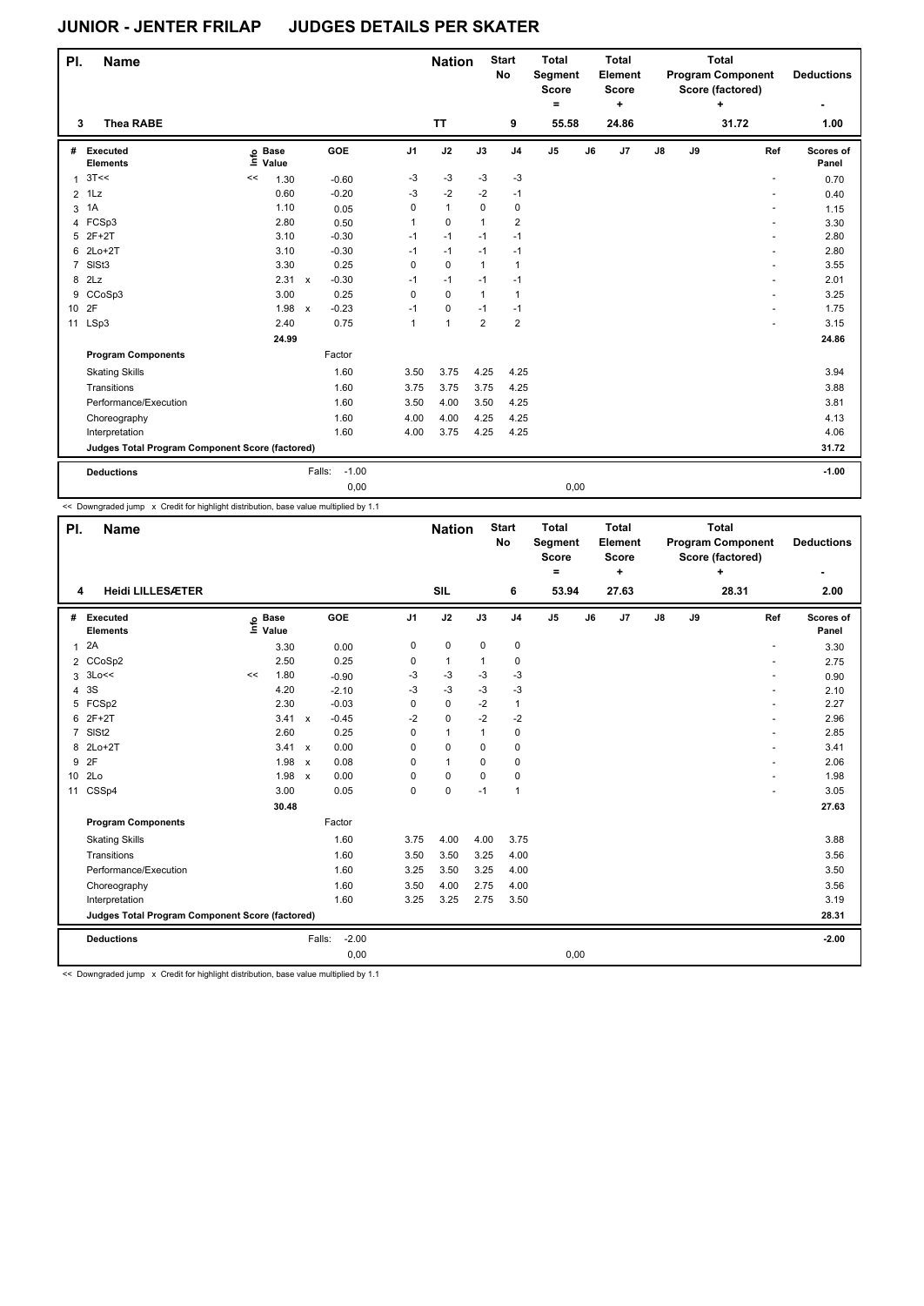# JUNIOR - JENTER FRILAP JUDGES DETAILS PER SKATER

| Pl. | Name | Nation | Start No | Total Segment Score = | Total Element Score + | Total Program Component Score (factored) + | Deductions - |
|---|---|---|---|---|---|---|---|
| 3 | Thea RABE | TT | 9 | 55.58 | 24.86 | 31.72 | 1.00 |

| # | Executed Elements | Info | Base Value | | GOE | J1 | J2 | J3 | J4 | J5 | J6 | J7 | J8 | J9 | Ref | Scores of Panel |
|---|---|---|---|---|---|---|---|---|---|---|---|---|---|---|---|---|
| 1 | 3T<< | << | 1.30 | | -0.60 | -3 | -3 | -3 | -3 | | | | | | - | 0.70 |
| 2 | 1Lz | | 0.60 | | -0.20 | -3 | -2 | -2 | -1 | | | | | | - | 0.40 |
| 3 | 1A | | 1.10 | | 0.05 | 0 | 1 | 0 | 0 | | | | | | - | 1.15 |
| 4 | FCSp3 | | 2.80 | | 0.50 | 1 | 0 | 1 | 2 | | | | | | - | 3.30 |
| 5 | 2F+2T | | 3.10 | | -0.30 | -1 | -1 | -1 | -1 | | | | | | - | 2.80 |
| 6 | 2Lo+2T | | 3.10 | | -0.30 | -1 | -1 | -1 | -1 | | | | | | - | 2.80 |
| 7 | SlSt3 | | 3.30 | | 0.25 | 0 | 0 | 1 | 1 | | | | | | - | 3.55 |
| 8 | 2Lz | | 2.31 | x | -0.30 | -1 | -1 | -1 | -1 | | | | | | - | 2.01 |
| 9 | CCoSp3 | | 3.00 | | 0.25 | 0 | 0 | 1 | 1 | | | | | | - | 3.25 |
| 10 | 2F | | 1.98 | x | -0.23 | -1 | 0 | -1 | -1 | | | | | | - | 1.75 |
| 11 | LSp3 | | 2.40 | | 0.75 | 1 | 1 | 2 | 2 | | | | | | - | 3.15 |
| | | | 24.99 | | | | | | | | | | | | | 24.86 |
| | **Program Components** | | | | Factor | | | | | | | | | | | |
| | Skating Skills | | | | 1.60 | 3.50 | 3.75 | 4.25 | 4.25 | | | | | | | 3.94 |
| | Transitions | | | | 1.60 | 3.75 | 3.75 | 3.75 | 4.25 | | | | | | | 3.88 |
| | Performance/Execution | | | | 1.60 | 3.50 | 4.00 | 3.50 | 4.25 | | | | | | | 3.81 |
| | Choreography | | | | 1.60 | 4.00 | 4.00 | 4.25 | 4.25 | | | | | | | 4.13 |
| | Interpretation | | | | 1.60 | 4.00 | 3.75 | 4.25 | 4.25 | | | | | | | 4.06 |
| | **Judges Total Program Component Score (factored)** | | | | | | | | | | | | | | | 31.72 |
| | **Deductions** | | | Falls: | -1.00 | | | | | | | | | | | -1.00 |
| | | | | | 0,00 | | | | | 0,00 | | | | | | |

<< Downgraded jump x Credit for highlight distribution, base value multiplied by 1.1

| Pl. | Name | Nation | Start No | Total Segment Score = | Total Element Score + | Total Program Component Score (factored) + | Deductions - |
|---|---|---|---|---|---|---|---|
| 4 | Heidi LILLESÆTER | SIL | 6 | 53.94 | 27.63 | 28.31 | 2.00 |

| # | Executed Elements | Info | Base Value | | GOE | J1 | J2 | J3 | J4 | J5 | J6 | J7 | J8 | J9 | Ref | Scores of Panel |
|---|---|---|---|---|---|---|---|---|---|---|---|---|---|---|---|---|
| 1 | 2A | | 3.30 | | 0.00 | 0 | 0 | 0 | 0 | | | | | | - | 3.30 |
| 2 | CCoSp2 | | 2.50 | | 0.25 | 0 | 1 | 1 | 0 | | | | | | - | 2.75 |
| 3 | 3Lo<< | << | 1.80 | | -0.90 | -3 | -3 | -3 | -3 | | | | | | - | 0.90 |
| 4 | 3S | | 4.20 | | -2.10 | -3 | -3 | -3 | -3 | | | | | | - | 2.10 |
| 5 | FCSp2 | | 2.30 | | -0.03 | 0 | 0 | -2 | 1 | | | | | | - | 2.27 |
| 6 | 2F+2T | | 3.41 | x | -0.45 | -2 | 0 | -2 | -2 | | | | | | - | 2.96 |
| 7 | SlSt2 | | 2.60 | | 0.25 | 0 | 1 | 1 | 0 | | | | | | - | 2.85 |
| 8 | 2Lo+2T | | 3.41 | x | 0.00 | 0 | 0 | 0 | 0 | | | | | | - | 3.41 |
| 9 | 2F | | 1.98 | x | 0.08 | 0 | 1 | 0 | 0 | | | | | | - | 2.06 |
| 10 | 2Lo | | 1.98 | x | 0.00 | 0 | 0 | 0 | 0 | | | | | | - | 1.98 |
| 11 | CSSp4 | | 3.00 | | 0.05 | 0 | 0 | -1 | 1 | | | | | | - | 3.05 |
| | | | 30.48 | | | | | | | | | | | | | 27.63 |
| | **Program Components** | | | | Factor | | | | | | | | | | | |
| | Skating Skills | | | | 1.60 | 3.75 | 4.00 | 4.00 | 3.75 | | | | | | | 3.88 |
| | Transitions | | | | 1.60 | 3.50 | 3.50 | 3.25 | 4.00 | | | | | | | 3.56 |
| | Performance/Execution | | | | 1.60 | 3.25 | 3.50 | 3.25 | 4.00 | | | | | | | 3.50 |
| | Choreography | | | | 1.60 | 3.50 | 4.00 | 2.75 | 4.00 | | | | | | | 3.56 |
| | Interpretation | | | | 1.60 | 3.25 | 3.25 | 2.75 | 3.50 | | | | | | | 3.19 |
| | **Judges Total Program Component Score (factored)** | | | | | | | | | | | | | | | 28.31 |
| | **Deductions** | | | Falls: | -2.00 | | | | | | | | | | | -2.00 |
| | | | | | 0,00 | | | | | 0,00 | | | | | | |

<< Downgraded jump x Credit for highlight distribution, base value multiplied by 1.1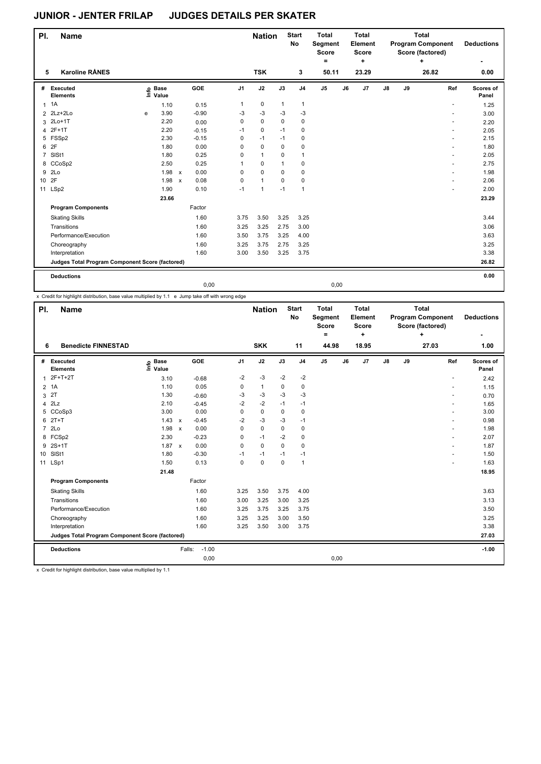# JUNIOR - JENTER FRILAP JUDGES DETAILS PER SKATER

| Pl. | Name | Nation | Start No | Total Segment Score = | Total Element Score + | Total Program Component Score (factored) + | Deductions - |
|---|---|---|---|---|---|---|---|
| 5 | Karoline RÅNES | TSK | 3 | 50.11 | 23.29 | 26.82 | 0.00 |

| # | Executed Elements | Info | Base Value | | GOE | J1 | J2 | J3 | J4 | J5 | J6 | J7 | J8 | J9 | Ref | Scores of Panel |
|---|---|---|---|---|---|---|---|---|---|---|---|---|---|---|---|---|
| 1 | 1A | | 1.10 | | 0.15 | 1 | 0 | 1 | 1 | | | | | | - | 1.25 |
| 2 | 2Lz+2Lo | e | 3.90 | | -0.90 | -3 | -3 | -3 | -3 | | | | | | - | 3.00 |
| 3 | 2Lo+1T | | 2.20 | | 0.00 | 0 | 0 | 0 | 0 | | | | | | - | 2.20 |
| 4 | 2F+1T | | 2.20 | | -0.15 | -1 | 0 | -1 | 0 | | | | | | - | 2.05 |
| 5 | FSSp2 | | 2.30 | | -0.15 | 0 | -1 | -1 | 0 | | | | | | - | 2.15 |
| 6 | 2F | | 1.80 | | 0.00 | 0 | 0 | 0 | 0 | | | | | | - | 1.80 |
| 7 | SlSt1 | | 1.80 | | 0.25 | 0 | 1 | 0 | 1 | | | | | | - | 2.05 |
| 8 | CCoSp2 | | 2.50 | | 0.25 | 1 | 0 | 1 | 0 | | | | | | - | 2.75 |
| 9 | 2Lo | | 1.98 | x | 0.00 | 0 | 0 | 0 | 0 | | | | | | - | 1.98 |
| 10 | 2F | | 1.98 | x | 0.08 | 0 | 1 | 0 | 0 | | | | | | - | 2.06 |
| 11 | LSp2 | | 1.90 | | 0.10 | -1 | 1 | -1 | 1 | | | | | | - | 2.00 |
| | | | 23.66 | | | | | | | | | | | | | 23.29 |
| | **Program Components** | | | | Factor | | | | | | | | | | | |
| | Skating Skills | | | | 1.60 | 3.75 | 3.50 | 3.25 | 3.25 | | | | | | | 3.44 |
| | Transitions | | | | 1.60 | 3.25 | 3.25 | 2.75 | 3.00 | | | | | | | 3.06 |
| | Performance/Execution | | | | 1.60 | 3.50 | 3.75 | 3.25 | 4.00 | | | | | | | 3.63 |
| | Choreography | | | | 1.60 | 3.25 | 3.75 | 2.75 | 3.25 | | | | | | | 3.25 |
| | Interpretation | | | | 1.60 | 3.00 | 3.50 | 3.25 | 3.75 | | | | | | | 3.38 |
| | **Judges Total Program Component Score (factored)** | | | | | | | | | | | | | | | 26.82 |
| | **Deductions** | | | | | | | | | | | | | | | 0.00 |
| | | | | | 0,00 | | | | | 0,00 | | | | | | |

x Credit for highlight distribution, base value multiplied by 1.1 e Jump take off with wrong edge

| Pl. | Name | Nation | Start No | Total Segment Score = | Total Element Score + | Total Program Component Score (factored) + | Deductions - |
|---|---|---|---|---|---|---|---|
| 6 | Benedicte FINNESTAD | SKK | 11 | 44.98 | 18.95 | 27.03 | 1.00 |

| # | Executed Elements | Info | Base Value | | GOE | J1 | J2 | J3 | J4 | J5 | J6 | J7 | J8 | J9 | Ref | Scores of Panel |
|---|---|---|---|---|---|---|---|---|---|---|---|---|---|---|---|---|
| 1 | 2F+T+2T | | 3.10 | | -0.68 | -2 | -3 | -2 | -2 | | | | | | - | 2.42 |
| 2 | 1A | | 1.10 | | 0.05 | 0 | 1 | 0 | 0 | | | | | | - | 1.15 |
| 3 | 2T | | 1.30 | | -0.60 | -3 | -3 | -3 | -3 | | | | | | - | 0.70 |
| 4 | 2Lz | | 2.10 | | -0.45 | -2 | -2 | -1 | -1 | | | | | | - | 1.65 |
| 5 | CCoSp3 | | 3.00 | | 0.00 | 0 | 0 | 0 | 0 | | | | | | - | 3.00 |
| 6 | 2T+T | | 1.43 | x | -0.45 | -2 | -3 | -3 | -1 | | | | | | - | 0.98 |
| 7 | 2Lo | | 1.98 | x | 0.00 | 0 | 0 | 0 | 0 | | | | | | - | 1.98 |
| 8 | FCSp2 | | 2.30 | | -0.23 | 0 | -1 | -2 | 0 | | | | | | - | 2.07 |
| 9 | 2S+1T | | 1.87 | x | 0.00 | 0 | 0 | 0 | 0 | | | | | | - | 1.87 |
| 10 | SlSt1 | | 1.80 | | -0.30 | -1 | -1 | -1 | -1 | | | | | | - | 1.50 |
| 11 | LSp1 | | 1.50 | | 0.13 | 0 | 0 | 0 | 1 | | | | | | - | 1.63 |
| | | | 21.48 | | | | | | | | | | | | | 18.95 |
| | **Program Components** | | | | Factor | | | | | | | | | | | |
| | Skating Skills | | | | 1.60 | 3.25 | 3.50 | 3.75 | 4.00 | | | | | | | 3.63 |
| | Transitions | | | | 1.60 | 3.00 | 3.25 | 3.00 | 3.25 | | | | | | | 3.13 |
| | Performance/Execution | | | | 1.60 | 3.25 | 3.75 | 3.25 | 3.75 | | | | | | | 3.50 |
| | Choreography | | | | 1.60 | 3.25 | 3.25 | 3.00 | 3.50 | | | | | | | 3.25 |
| | Interpretation | | | | 1.60 | 3.25 | 3.50 | 3.00 | 3.75 | | | | | | | 3.38 |
| | **Judges Total Program Component Score (factored)** | | | | | | | | | | | | | | | 27.03 |
| | **Deductions** | | | Falls: | -1.00 | | | | | | | | | | | -1.00 |
| | | | | | 0,00 | | | | | 0,00 | | | | | | |

x Credit for highlight distribution, base value multiplied by 1.1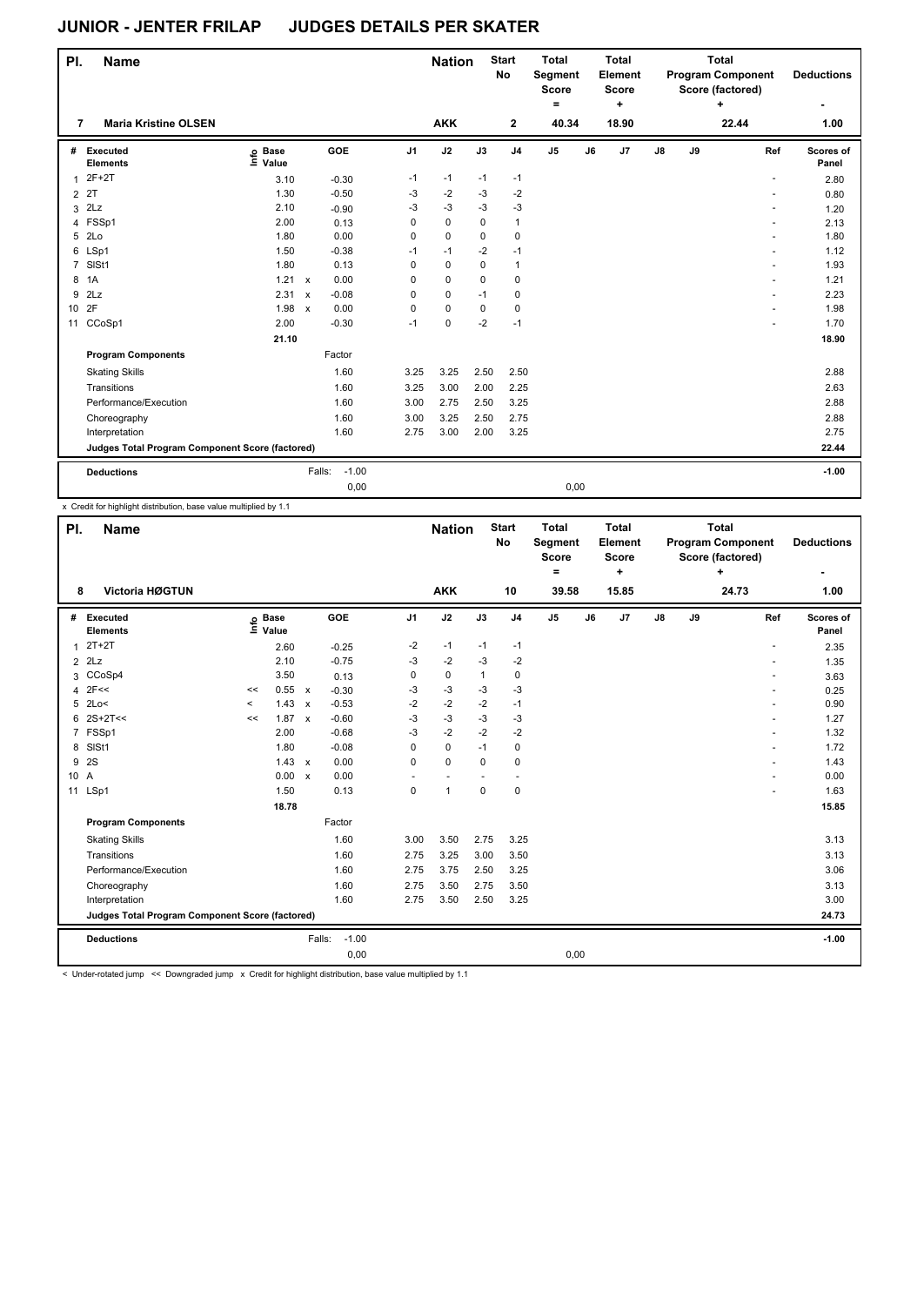# JUNIOR - JENTER FRILAP JUDGES DETAILS PER SKATER

| Pl. | Name | Nation | Start No | Total Segment Score = | Total Element Score + | Total Program Component Score (factored) + | Deductions - |
|---|---|---|---|---|---|---|---|
| 7 | Maria Kristine OLSEN | AKK | 2 | 40.34 | 18.90 | 22.44 | 1.00 |

| # | Executed Elements | Info | Base Value | | GOE | J1 | J2 | J3 | J4 | J5 | J6 | J7 | J8 | J9 | Ref | Scores of Panel |
|---|---|---|---|---|---|---|---|---|---|---|---|---|---|---|---|---|
| 1 | 2F+2T | | 3.10 | | -0.30 | -1 | -1 | -1 | -1 | | | | | | - | 2.80 |
| 2 | 2T | | 1.30 | | -0.50 | -3 | -2 | -3 | -2 | | | | | | - | 0.80 |
| 3 | 2Lz | | 2.10 | | -0.90 | -3 | -3 | -3 | -3 | | | | | | - | 1.20 |
| 4 | FSSp1 | | 2.00 | | 0.13 | 0 | 0 | 0 | 1 | | | | | | - | 2.13 |
| 5 | 2Lo | | 1.80 | | 0.00 | 0 | 0 | 0 | 0 | | | | | | - | 1.80 |
| 6 | LSp1 | | 1.50 | | -0.38 | -1 | -1 | -2 | -1 | | | | | | - | 1.12 |
| 7 | SlSt1 | | 1.80 | | 0.13 | 0 | 0 | 0 | 1 | | | | | | - | 1.93 |
| 8 | 1A | | 1.21 | x | 0.00 | 0 | 0 | 0 | 0 | | | | | | - | 1.21 |
| 9 | 2Lz | | 2.31 | x | -0.08 | 0 | 0 | -1 | 0 | | | | | | - | 2.23 |
| 10 | 2F | | 1.98 | x | 0.00 | 0 | 0 | 0 | 0 | | | | | | - | 1.98 |
| 11 | CCoSp1 | | 2.00 | | -0.30 | -1 | 0 | -2 | -1 | | | | | | - | 1.70 |
| | | | 21.10 | | | | | | | | | | | | | 18.90 |
| | **Program Components** | | | | Factor | | | | | | | | | | | |
| | Skating Skills | | | | 1.60 | 3.25 | 3.25 | 2.50 | 2.50 | | | | | | | 2.88 |
| | Transitions | | | | 1.60 | 3.25 | 3.00 | 2.00 | 2.25 | | | | | | | 2.63 |
| | Performance/Execution | | | | 1.60 | 3.00 | 2.75 | 2.50 | 3.25 | | | | | | | 2.88 |
| | Choreography | | | | 1.60 | 3.00 | 3.25 | 2.50 | 2.75 | | | | | | | 2.88 |
| | Interpretation | | | | 1.60 | 2.75 | 3.00 | 2.00 | 3.25 | | | | | | | 2.75 |
| | **Judges Total Program Component Score (factored)** | | | | | | | | | | | | | | | 22.44 |
| | **Deductions** | | | Falls: | -1.00 | | | | | | | | | | | -1.00 |
| | | | | | 0,00 | | | | | 0,00 | | | | | | |

x Credit for highlight distribution, base value multiplied by 1.1

| Pl. | Name | Nation | Start No | Total Segment Score = | Total Element Score + | Total Program Component Score (factored) + | Deductions - |
|---|---|---|---|---|---|---|---|
| 8 | Victoria HØGTUN | AKK | 10 | 39.58 | 15.85 | 24.73 | 1.00 |

| # | Executed Elements | Info | Base Value | | GOE | J1 | J2 | J3 | J4 | J5 | J6 | J7 | J8 | J9 | Ref | Scores of Panel |
|---|---|---|---|---|---|---|---|---|---|---|---|---|---|---|---|---|
| 1 | 2T+2T | | 2.60 | | -0.25 | -2 | -1 | -1 | -1 | | | | | | - | 2.35 |
| 2 | 2Lz | | 2.10 | | -0.75 | -3 | -2 | -3 | -2 | | | | | | - | 1.35 |
| 3 | CCoSp4 | | 3.50 | | 0.13 | 0 | 0 | 1 | 0 | | | | | | - | 3.63 |
| 4 | 2F<< | << | 0.55 | x | -0.30 | -3 | -3 | -3 | -3 | | | | | | - | 0.25 |
| 5 | 2Lo< | < | 1.43 | x | -0.53 | -2 | -2 | -2 | -1 | | | | | | - | 0.90 |
| 6 | 2S+2T<< | << | 1.87 | x | -0.60 | -3 | -3 | -3 | -3 | | | | | | - | 1.27 |
| 7 | FSSp1 | | 2.00 | | -0.68 | -3 | -2 | -2 | -2 | | | | | | - | 1.32 |
| 8 | SlSt1 | | 1.80 | | -0.08 | 0 | 0 | -1 | 0 | | | | | | - | 1.72 |
| 9 | 2S | | 1.43 | x | 0.00 | 0 | 0 | 0 | 0 | | | | | | - | 1.43 |
| 10 | A | | 0.00 | x | 0.00 | - | - | - | - | | | | | | - | 0.00 |
| 11 | LSp1 | | 1.50 | | 0.13 | 0 | 1 | 0 | 0 | | | | | | - | 1.63 |
| | | | 18.78 | | | | | | | | | | | | | 15.85 |
| | **Program Components** | | | | Factor | | | | | | | | | | | |
| | Skating Skills | | | | 1.60 | 3.00 | 3.50 | 2.75 | 3.25 | | | | | | | 3.13 |
| | Transitions | | | | 1.60 | 2.75 | 3.25 | 3.00 | 3.50 | | | | | | | 3.13 |
| | Performance/Execution | | | | 1.60 | 2.75 | 3.75 | 2.50 | 3.25 | | | | | | | 3.06 |
| | Choreography | | | | 1.60 | 2.75 | 3.50 | 2.75 | 3.50 | | | | | | | 3.13 |
| | Interpretation | | | | 1.60 | 2.75 | 3.50 | 2.50 | 3.25 | | | | | | | 3.00 |
| | **Judges Total Program Component Score (factored)** | | | | | | | | | | | | | | | 24.73 |
| | **Deductions** | | | Falls: | -1.00 | | | | | | | | | | | -1.00 |
| | | | | | 0,00 | | | | | 0,00 | | | | | | |

< Under-rotated jump << Downgraded jump x Credit for highlight distribution, base value multiplied by 1.1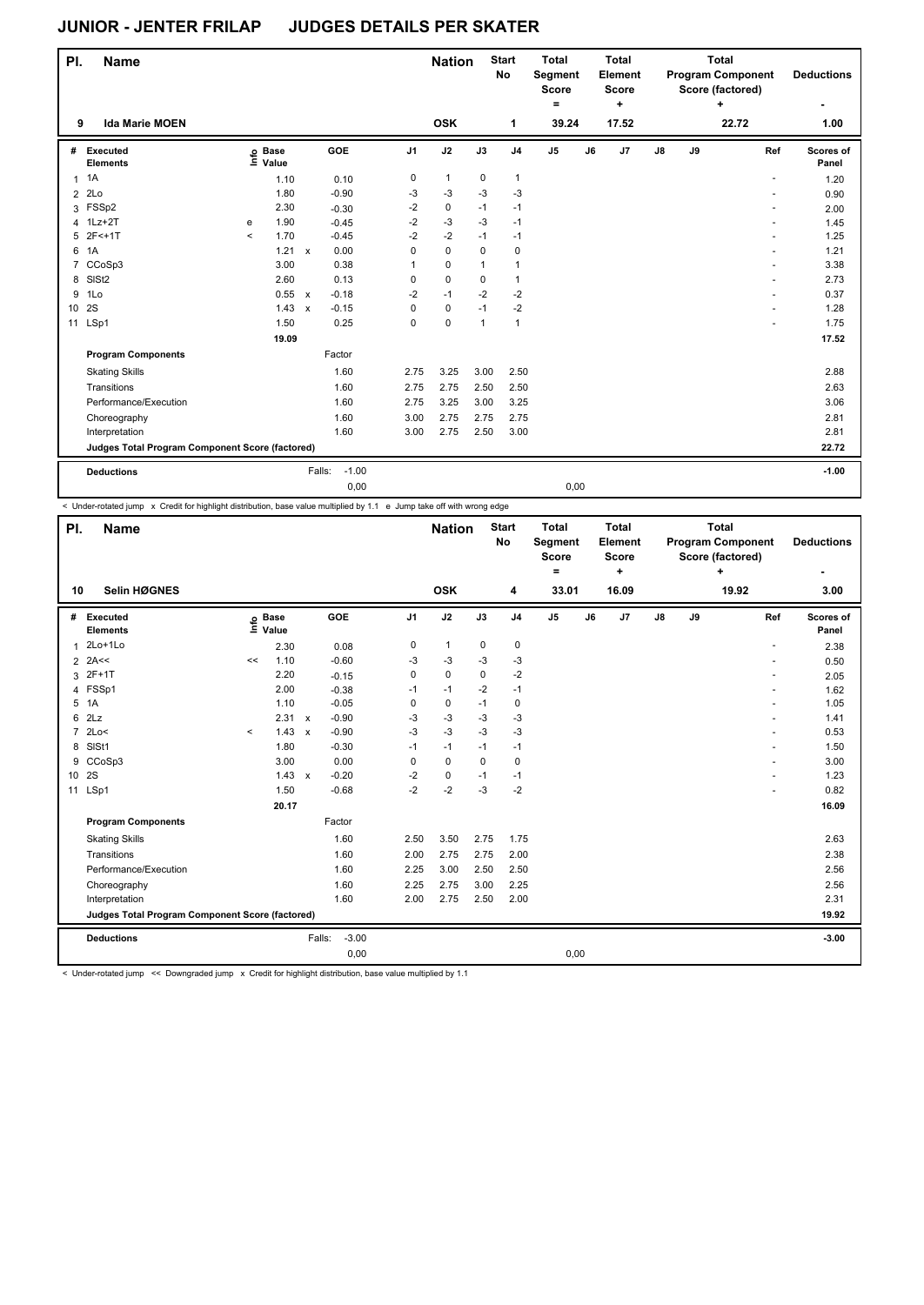# JUNIOR - JENTER FRILAP JUDGES DETAILS PER SKATER

| Pl. | Name | Nation | Start No | Total Segment Score = | Total Element Score + | Total Program Component Score (factored) + | Deductions - |
|---|---|---|---|---|---|---|---|
| 9 | Ida Marie MOEN | OSK | 1 | 39.24 | 17.52 | 22.72 | 1.00 |

| # | Executed Elements | Info | Base Value | | GOE | J1 | J2 | J3 | J4 | J5 | J6 | J7 | J8 | J9 | Ref | Scores of Panel |
|---|---|---|---|---|---|---|---|---|---|---|---|---|---|---|---|---|
| 1 | 1A | | 1.10 | | 0.10 | 0 | 1 | 0 | 1 | | | | | | - | 1.20 |
| 2 | 2Lo | | 1.80 | | -0.90 | -3 | -3 | -3 | -3 | | | | | | - | 0.90 |
| 3 | FSSp2 | | 2.30 | | -0.30 | -2 | 0 | -1 | -1 | | | | | | - | 2.00 |
| 4 | 1Lz+2T | e | 1.90 | | -0.45 | -2 | -3 | -3 | -1 | | | | | | - | 1.45 |
| 5 | 2F<+1T | < | 1.70 | | -0.45 | -2 | -2 | -1 | -1 | | | | | | - | 1.25 |
| 6 | 1A | | 1.21 | x | 0.00 | 0 | 0 | 0 | 0 | | | | | | - | 1.21 |
| 7 | CCoSp3 | | 3.00 | | 0.38 | 1 | 0 | 1 | 1 | | | | | | - | 3.38 |
| 8 | SlSt2 | | 2.60 | | 0.13 | 0 | 0 | 0 | 1 | | | | | | - | 2.73 |
| 9 | 1Lo | | 0.55 | x | -0.18 | -2 | -1 | -2 | -2 | | | | | | - | 0.37 |
| 10 | 2S | | 1.43 | x | -0.15 | 0 | 0 | -1 | -2 | | | | | | - | 1.28 |
| 11 | LSp1 | | 1.50 | | 0.25 | 0 | 0 | 1 | 1 | | | | | | - | 1.75 |
| | | | 19.09 | | | | | | | | | | | | | 17.52 |
| | **Program Components** | | | | Factor | | | | | | | | | | | |
| | Skating Skills | | | | 1.60 | 2.75 | 3.25 | 3.00 | 2.50 | | | | | | | 2.88 |
| | Transitions | | | | 1.60 | 2.75 | 2.75 | 2.50 | 2.50 | | | | | | | 2.63 |
| | Performance/Execution | | | | 1.60 | 2.75 | 3.25 | 3.00 | 3.25 | | | | | | | 3.06 |
| | Choreography | | | | 1.60 | 3.00 | 2.75 | 2.75 | 2.75 | | | | | | | 2.81 |
| | Interpretation | | | | 1.60 | 3.00 | 2.75 | 2.50 | 3.00 | | | | | | | 2.81 |
| | **Judges Total Program Component Score (factored)** | | | | | | | | | | | | | | | 22.72 |
| | **Deductions** | | | Falls: | -1.00 | | | | | | | | | | | -1.00 |
| | | | | | 0,00 | | | | | 0,00 | | | | | | |

< Under-rotated jump x Credit for highlight distribution, base value multiplied by 1.1 e Jump take off with wrong edge

| Pl. | Name | Nation | Start No | Total Segment Score = | Total Element Score + | Total Program Component Score (factored) + | Deductions - |
|---|---|---|---|---|---|---|---|
| 10 | Selin HØGNES | OSK | 4 | 33.01 | 16.09 | 19.92 | 3.00 |

| # | Executed Elements | Info | Base Value | | GOE | J1 | J2 | J3 | J4 | J5 | J6 | J7 | J8 | J9 | Ref | Scores of Panel |
|---|---|---|---|---|---|---|---|---|---|---|---|---|---|---|---|---|
| 1 | 2Lo+1Lo | | 2.30 | | 0.08 | 0 | 1 | 0 | 0 | | | | | | - | 2.38 |
| 2 | 2A<< | << | 1.10 | | -0.60 | -3 | -3 | -3 | -3 | | | | | | - | 0.50 |
| 3 | 2F+1T | | 2.20 | | -0.15 | 0 | 0 | 0 | -2 | | | | | | - | 2.05 |
| 4 | FSSp1 | | 2.00 | | -0.38 | -1 | -1 | -2 | -1 | | | | | | - | 1.62 |
| 5 | 1A | | 1.10 | | -0.05 | 0 | 0 | -1 | 0 | | | | | | - | 1.05 |
| 6 | 2Lz | | 2.31 | x | -0.90 | -3 | -3 | -3 | -3 | | | | | | - | 1.41 |
| 7 | 2Lo< | < | 1.43 | x | -0.90 | -3 | -3 | -3 | -3 | | | | | | - | 0.53 |
| 8 | SlSt1 | | 1.80 | | -0.30 | -1 | -1 | -1 | -1 | | | | | | - | 1.50 |
| 9 | CCoSp3 | | 3.00 | | 0.00 | 0 | 0 | 0 | 0 | | | | | | - | 3.00 |
| 10 | 2S | | 1.43 | x | -0.20 | -2 | 0 | -1 | -1 | | | | | | - | 1.23 |
| 11 | LSp1 | | 1.50 | | -0.68 | -2 | -2 | -3 | -2 | | | | | | - | 0.82 |
| | | | 20.17 | | | | | | | | | | | | | 16.09 |
| | **Program Components** | | | | Factor | | | | | | | | | | | |
| | Skating Skills | | | | 1.60 | 2.50 | 3.50 | 2.75 | 1.75 | | | | | | | 2.63 |
| | Transitions | | | | 1.60 | 2.00 | 2.75 | 2.75 | 2.00 | | | | | | | 2.38 |
| | Performance/Execution | | | | 1.60 | 2.25 | 3.00 | 2.50 | 2.50 | | | | | | | 2.56 |
| | Choreography | | | | 1.60 | 2.25 | 2.75 | 3.00 | 2.25 | | | | | | | 2.56 |
| | Interpretation | | | | 1.60 | 2.00 | 2.75 | 2.50 | 2.00 | | | | | | | 2.31 |
| | **Judges Total Program Component Score (factored)** | | | | | | | | | | | | | | | 19.92 |
| | **Deductions** | | | Falls: | -3.00 | | | | | | | | | | | -3.00 |
| | | | | | 0,00 | | | | | 0,00 | | | | | | |

< Under-rotated jump << Downgraded jump x Credit for highlight distribution, base value multiplied by 1.1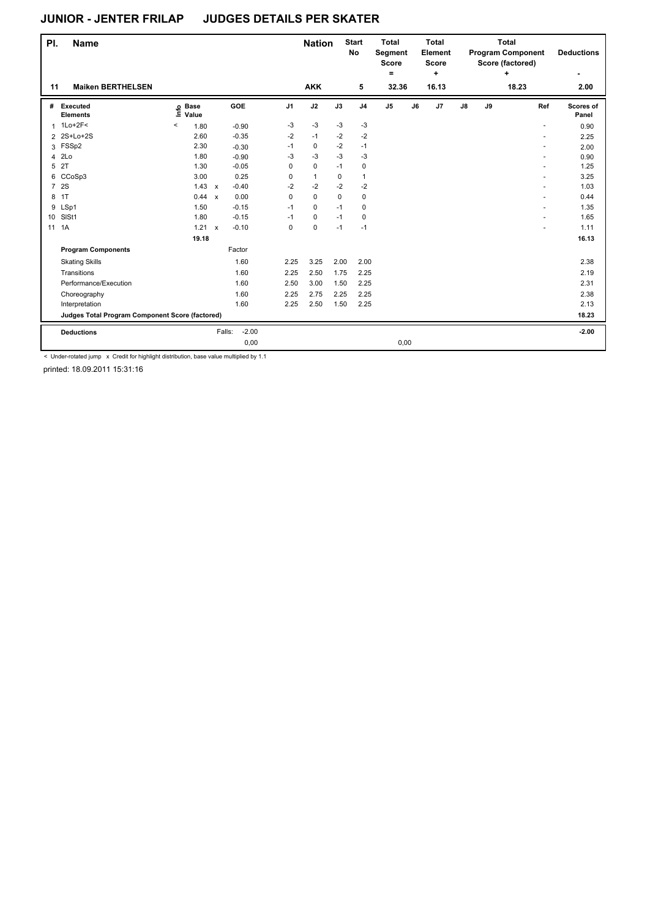# JUNIOR - JENTER FRILAP JUDGES DETAILS PER SKATER

| Pl. | Name | Nation | Start No | Total Segment Score = | Total Element Score + | Total Program Component Score (factored) + | Deductions - |
|---|---|---|---|---|---|---|---|
| 11 | Maiken BERTHELSEN | AKK | 5 | 32.36 | 16.13 | 18.23 | 2.00 |

| # | Executed Elements | Info | Base Value | | GOE | J1 | J2 | J3 | J4 | J5 | J6 | J7 | J8 | J9 | Ref | Scores of Panel |
|---|---|---|---|---|---|---|---|---|---|---|---|---|---|---|---|---|
| 1 | 1Lo+2F< | < | 1.80 | | -0.90 | -3 | -3 | -3 | -3 | | | | | | - | 0.90 |
| 2 | 2S+Lo+2S | | 2.60 | | -0.35 | -2 | -1 | -2 | -2 | | | | | | - | 2.25 |
| 3 | FSSp2 | | 2.30 | | -0.30 | -1 | 0 | -2 | -1 | | | | | | - | 2.00 |
| 4 | 2Lo | | 1.80 | | -0.90 | -3 | -3 | -3 | -3 | | | | | | - | 0.90 |
| 5 | 2T | | 1.30 | | -0.05 | 0 | 0 | -1 | 0 | | | | | | - | 1.25 |
| 6 | CCoSp3 | | 3.00 | | 0.25 | 0 | 1 | 0 | 1 | | | | | | - | 3.25 |
| 7 | 2S | | 1.43 | x | -0.40 | -2 | -2 | -2 | -2 | | | | | | - | 1.03 |
| 8 | 1T | | 0.44 | x | 0.00 | 0 | 0 | 0 | 0 | | | | | | - | 0.44 |
| 9 | LSp1 | | 1.50 | | -0.15 | -1 | 0 | -1 | 0 | | | | | | - | 1.35 |
| 10 | SlSt1 | | 1.80 | | -0.15 | -1 | 0 | -1 | 0 | | | | | | - | 1.65 |
| 11 | 1A | | 1.21 | x | -0.10 | 0 | 0 | -1 | -1 | | | | | | - | 1.11 |
| | | | 19.18 | | | | | | | | | | | | | 16.13 |
| | **Program Components** | | | | Factor | | | | | | | | | | | |
| | Skating Skills | | | | 1.60 | 2.25 | 3.25 | 2.00 | 2.00 | | | | | | | 2.38 |
| | Transitions | | | | 1.60 | 2.25 | 2.50 | 1.75 | 2.25 | | | | | | | 2.19 |
| | Performance/Execution | | | | 1.60 | 2.50 | 3.00 | 1.50 | 2.25 | | | | | | | 2.31 |
| | Choreography | | | | 1.60 | 2.25 | 2.75 | 2.25 | 2.25 | | | | | | | 2.38 |
| | Interpretation | | | | 1.60 | 2.25 | 2.50 | 1.50 | 2.25 | | | | | | | 2.13 |
| | **Judges Total Program Component Score (factored)** | | | | | | | | | | | | | | | 18.23 |
| | **Deductions** | | | Falls: | -2.00 | | | | | | | | | | | -2.00 |
| | | | | | 0,00 | | | | | 0,00 | | | | | | |

< Under-rotated jump x Credit for highlight distribution, base value multiplied by 1.1

printed: 18.09.2011 15:31:16